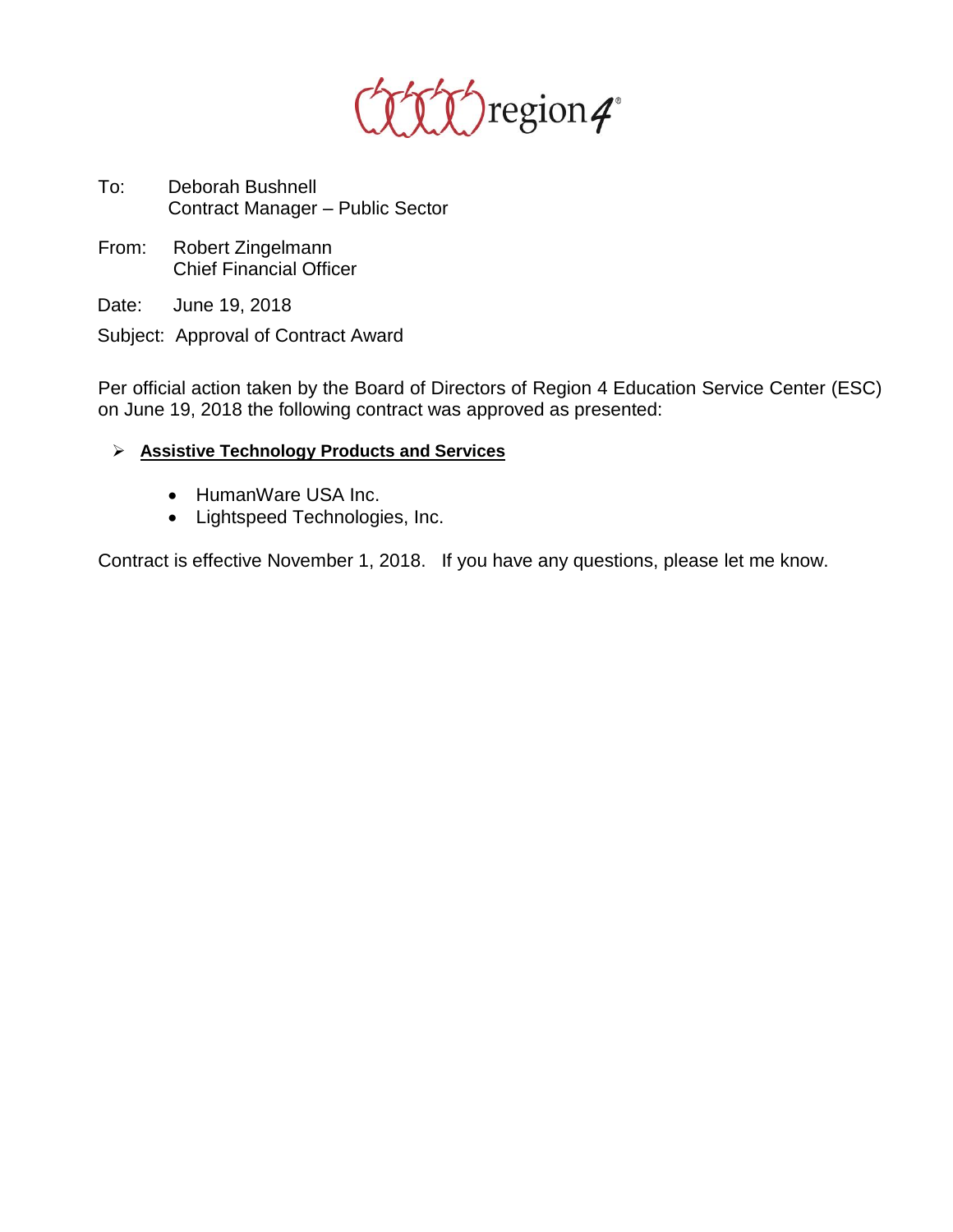region4®

To: Deborah Bushnell
Contract Manager – Public Sector

From: Robert Zingelmann
Chief Financial Officer

Date: June 19, 2018

Subject: Approval of Contract Award

Per official action taken by the Board of Directors of Region 4 Education Service Center (ESC) on June 19, 2018 the following contract was approved as presented:

- **Assistive Technology Products and Services**
  - HumanWare USA Inc.
  - Lightspeed Technologies, Inc.

Contract is effective November 1, 2018. If you have any questions, please let me know.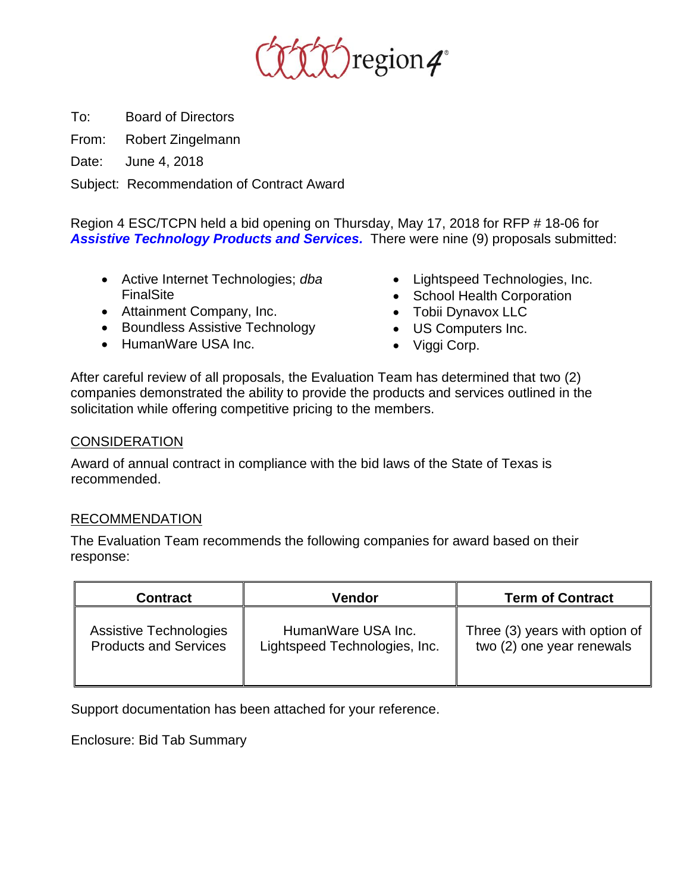region4

To: Board of Directors

From: Robert Zingelmann

Date: June 4, 2018

Subject: Recommendation of Contract Award

Region 4 ESC/TCPN held a bid opening on Thursday, May 17, 2018 for RFP # 18-06 for ***Assistive Technology Products and Services.*** There were nine (9) proposals submitted:

- Active Internet Technologies; *dba* FinalSite
- Attainment Company, Inc.
- Boundless Assistive Technology
- HumanWare USA Inc.
- Lightspeed Technologies, Inc.
- School Health Corporation
- Tobii Dynavox LLC
- US Computers Inc.
- Viggi Corp.

After careful review of all proposals, the Evaluation Team has determined that two (2) companies demonstrated the ability to provide the products and services outlined in the solicitation while offering competitive pricing to the members.

## CONSIDERATION

Award of annual contract in compliance with the bid laws of the State of Texas is recommended.

## RECOMMENDATION

The Evaluation Team recommends the following companies for award based on their response:

| Contract | Vendor | Term of Contract |
| --- | --- | --- |
| Assistive Technologies Products and Services | HumanWare USA Inc.<br>Lightspeed Technologies, Inc. | Three (3) years with option of two (2) one year renewals |

Support documentation has been attached for your reference.

Enclosure: Bid Tab Summary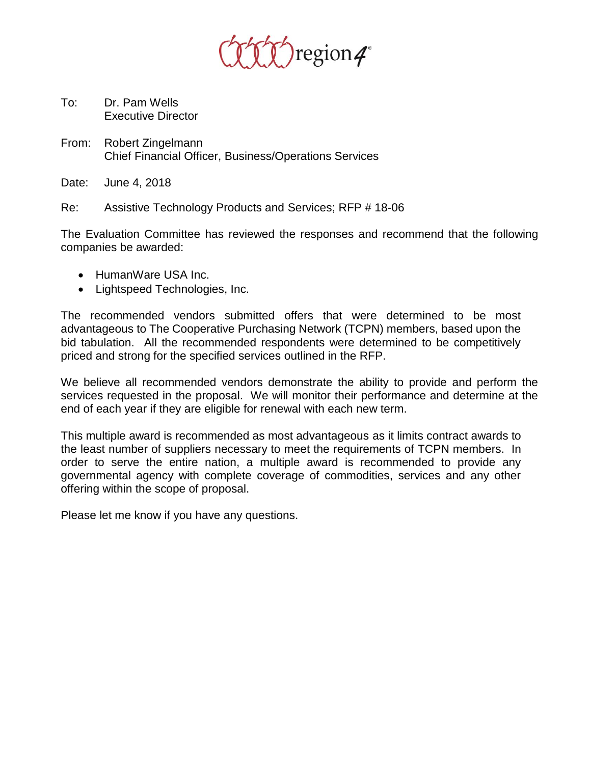region4®

To: Dr. Pam Wells
Executive Director

From: Robert Zingelmann
Chief Financial Officer, Business/Operations Services

Date: June 4, 2018

Re: Assistive Technology Products and Services; RFP # 18-06

The Evaluation Committee has reviewed the responses and recommend that the following companies be awarded:

- HumanWare USA Inc.
- Lightspeed Technologies, Inc.

The recommended vendors submitted offers that were determined to be most advantageous to The Cooperative Purchasing Network (TCPN) members, based upon the bid tabulation. All the recommended respondents were determined to be competitively priced and strong for the specified services outlined in the RFP.

We believe all recommended vendors demonstrate the ability to provide and perform the services requested in the proposal. We will monitor their performance and determine at the end of each year if they are eligible for renewal with each new term.

This multiple award is recommended as most advantageous as it limits contract awards to the least number of suppliers necessary to meet the requirements of TCPN members. In order to serve the entire nation, a multiple award is recommended to provide any governmental agency with complete coverage of commodities, services and any other offering within the scope of proposal.

Please let me know if you have any questions.